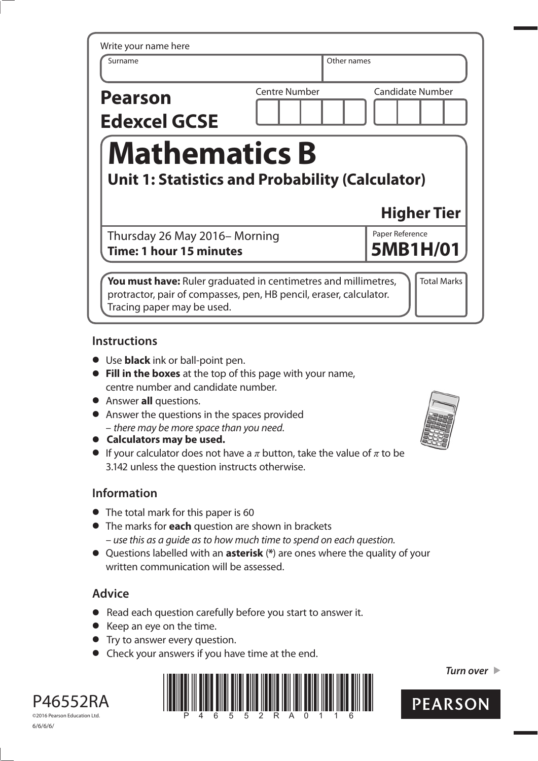Write your name here

| Surname | Other names |
|---|---|
| | |

**Pearson Edexcel GCSE**

| Centre Number | Candidate Number |
|---|---|
| | |

# Mathematics B

## Unit 1: Statistics and Probability (Calculator)

**Higher Tier**

Thursday 26 May 2016– Morning
**Time: 1 hour 15 minutes**

Paper Reference
**5MB1H/01**

**You must have:** Ruler graduated in centimetres and millimetres, protractor, pair of compasses, pen, HB pencil, eraser, calculator. Tracing paper may be used.

Total Marks

## Instructions

- Use **black** ink or ball-point pen.
- **Fill in the boxes** at the top of this page with your name, centre number and candidate number.
- Answer **all** questions.
- Answer the questions in the spaces provided
  – *there may be more space than you need.*
- **Calculators may be used.**
- If your calculator does not have a $\pi$ button, take the value of $\pi$ to be 3.142 unless the question instructs otherwise.

## Information

- The total mark for this paper is 60
- The marks for **each** question are shown in brackets
  – *use this as a guide as to how much time to spend on each question.*
- Questions labelled with an **asterisk** (**\***) are ones where the quality of your written communication will be assessed.

## Advice

- Read each question carefully before you start to answer it.
- Keep an eye on the time.
- Try to answer every question.
- Check your answers if you have time at the end.

*Turn over*

P46552RA
©2016 Pearson Education Ltd.
6/6/6/6/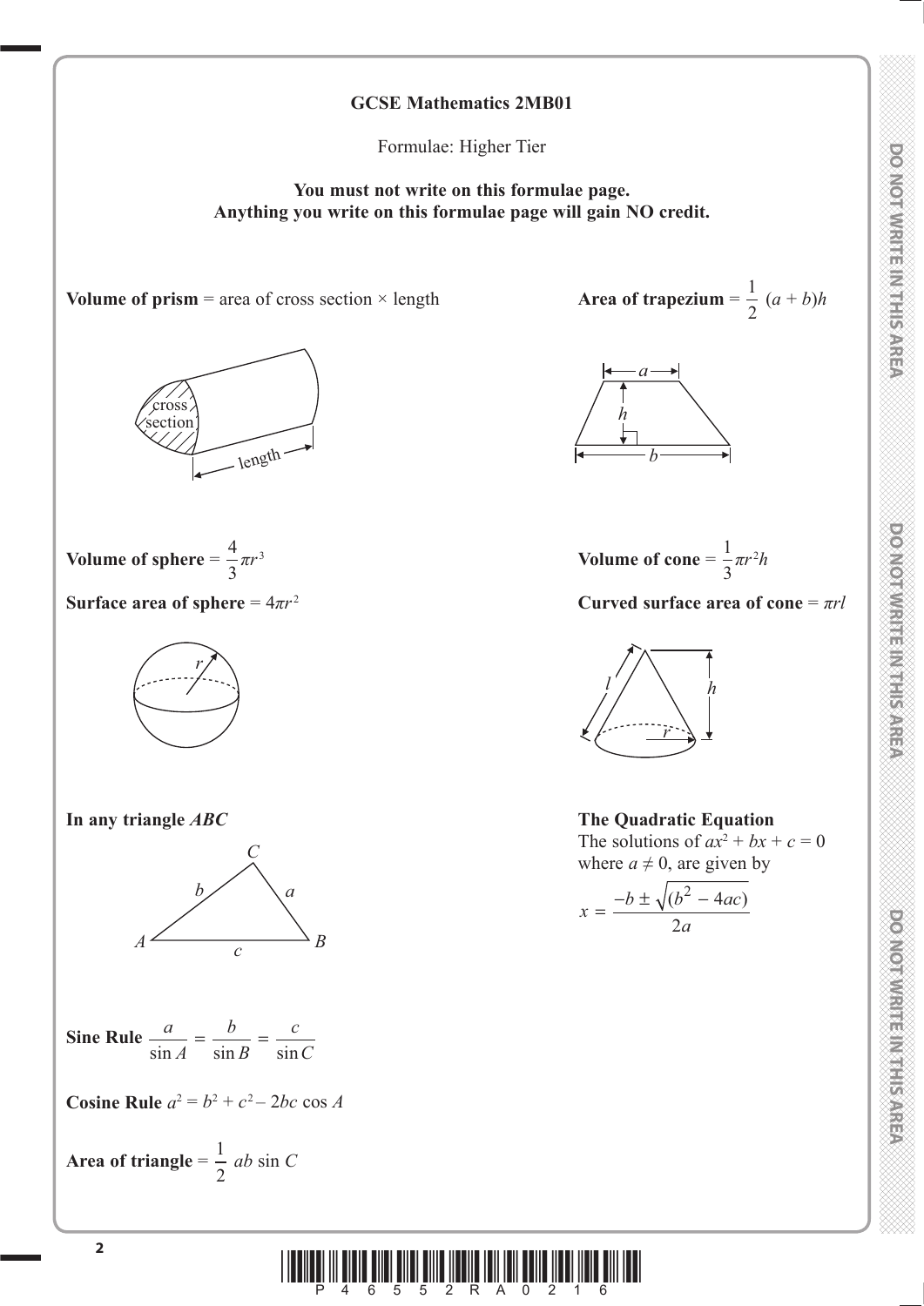**GCSE Mathematics 2MB01**

Formulae: Higher Tier

**You must not write on this formulae page.**
**Anything you write on this formulae page will gain NO credit.**

**Volume of prism** = area of cross section × length

**Area of trapezium** = $\frac{1}{2}(a + b)h$

**Volume of sphere** = $\frac{4}{3}\pi r^3$

**Surface area of sphere** = $4\pi r^2$

**Volume of cone** = $\frac{1}{3}\pi r^2 h$

**Curved surface area of cone** = $\pi r l$

**In any triangle** ***ABC***

**Sine Rule** $\frac{a}{\sin A} = \frac{b}{\sin B} = \frac{c}{\sin C}$

**Cosine Rule** $a^2 = b^2 + c^2 - 2bc \cos A$

**Area of triangle** = $\frac{1}{2} ab \sin C$

**The Quadratic Equation**

The solutions of $ax^2 + bx + c = 0$ where $a \neq 0$, are given by

$$x = \frac{-b \pm \sqrt{(b^2 - 4ac)}}{2a}$$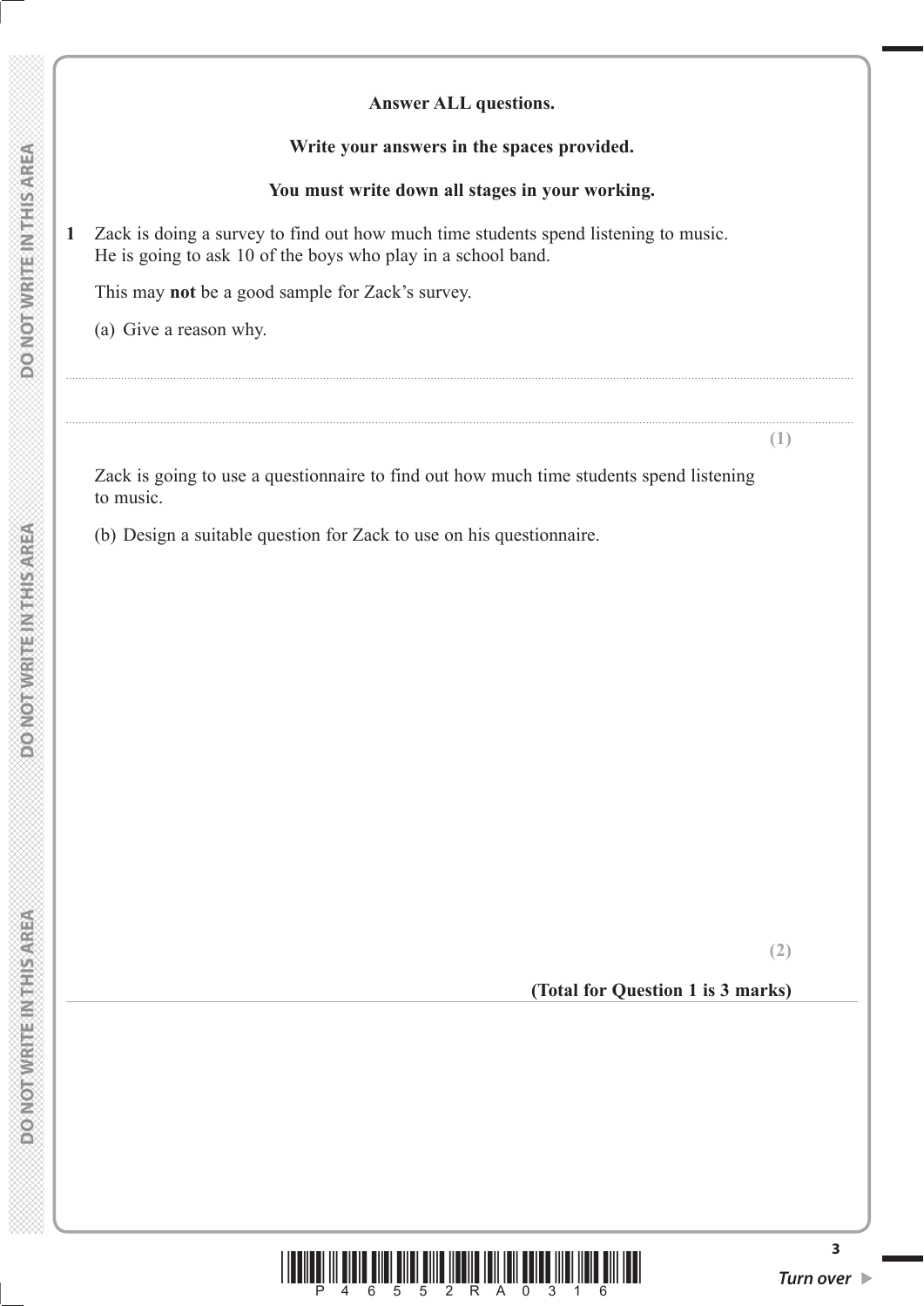**Answer ALL questions.**

**Write your answers in the spaces provided.**

**You must write down all stages in your working.**

**1** Zack is doing a survey to find out how much time students spend listening to music. He is going to ask 10 of the boys who play in a school band.

This may **not** be a good sample for Zack's survey.

(a) Give a reason why.

..................................................................................................................................................................................................................

..................................................................................................................................................................................................................

**(1)**

Zack is going to use a questionnaire to find out how much time students spend listening to music.

(b) Design a suitable question for Zack to use on his questionnaire.

**(2)**

**(Total for Question 1 is 3 marks)**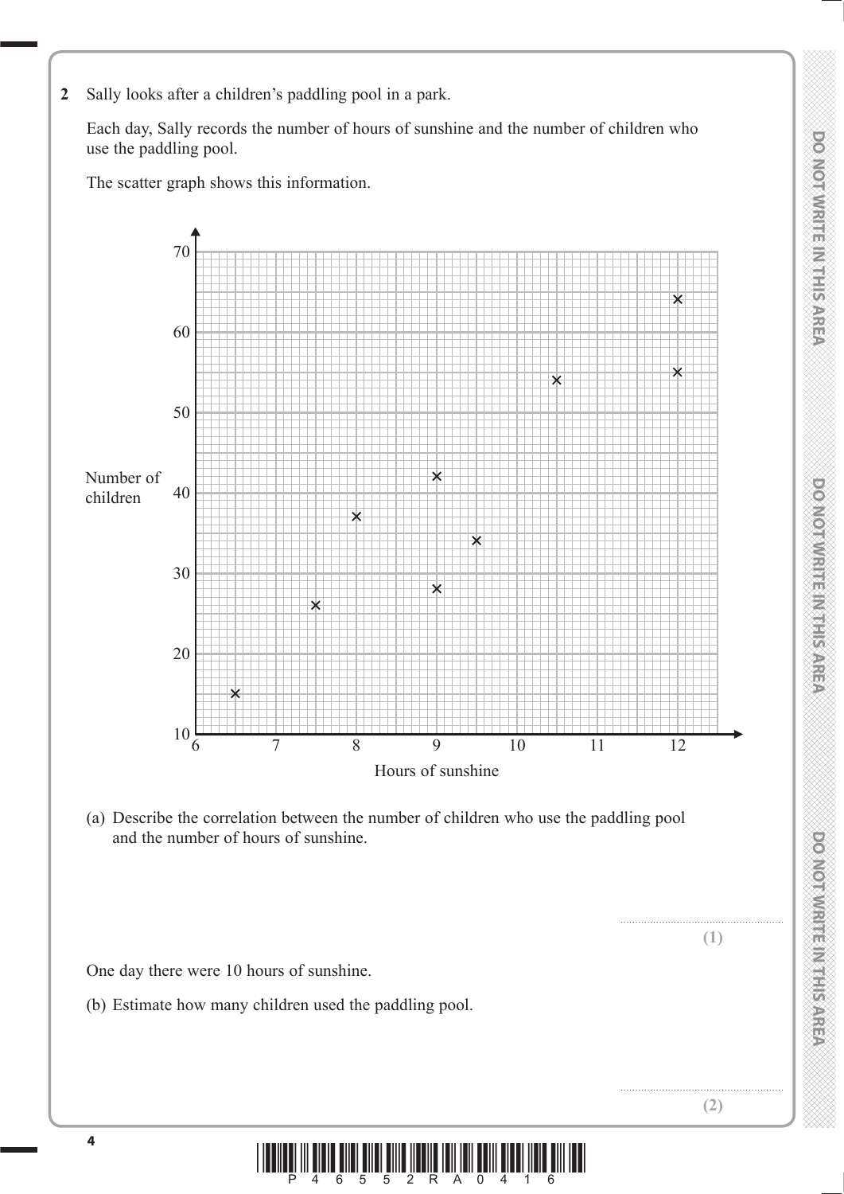**2** Sally looks after a children's paddling pool in a park.

Each day, Sally records the number of hours of sunshine and the number of children who use the paddling pool.

The scatter graph shows this information.

(a) Describe the correlation between the number of children who use the paddling pool and the number of hours of sunshine.

..................................................... **(1)**

One day there were 10 hours of sunshine.

(b) Estimate how many children used the paddling pool.

..................................................... **(2)**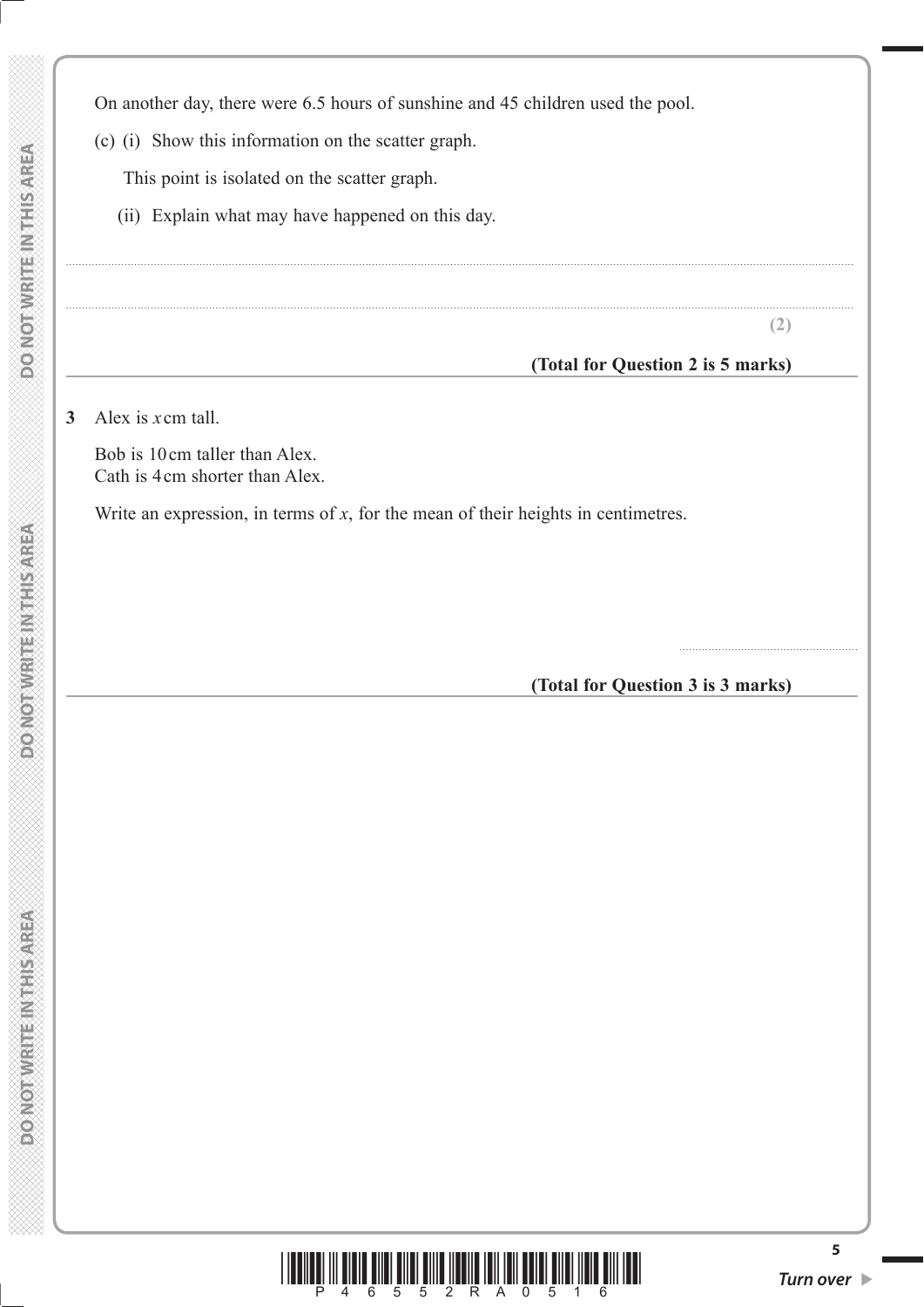On another day, there were 6.5 hours of sunshine and 45 children used the pool.

(c) (i) Show this information on the scatter graph.

This point is isolated on the scatter graph.

(ii) Explain what may have happened on this day.

..........................................................................................................................................................................................................

..........................................................................................................................................................................................................

**(2)**

**(Total for Question 2 is 5 marks)**

---

**3** Alex is $x$ cm tall.

Bob is 10 cm taller than Alex.
Cath is 4 cm shorter than Alex.

Write an expression, in terms of $x$, for the mean of their heights in centimetres.

..............................................

**(Total for Question 3 is 3 marks)**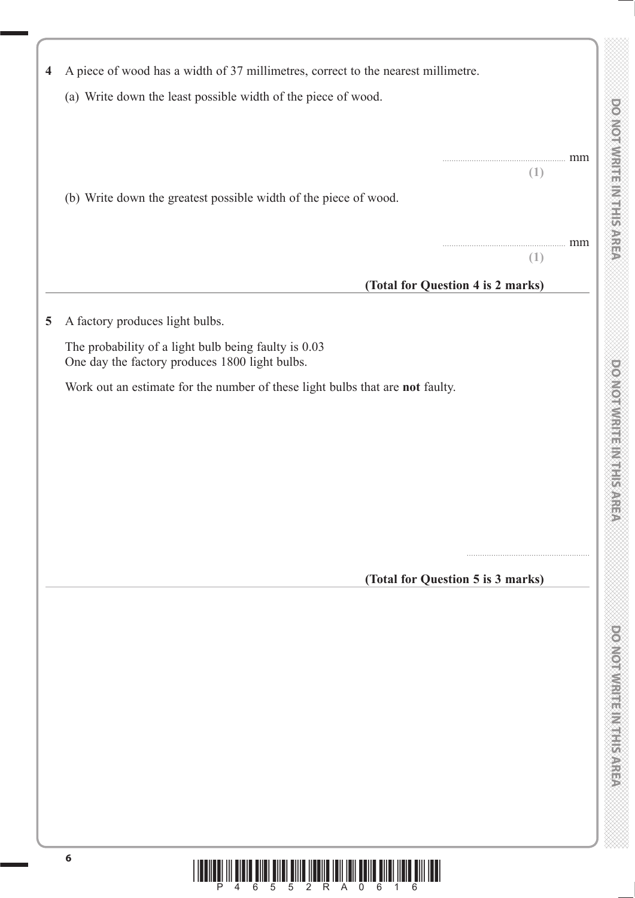**4** A piece of wood has a width of 37 millimetres, correct to the nearest millimetre.

(a) Write down the least possible width of the piece of wood.

.................................................... mm

**(1)**

(b) Write down the greatest possible width of the piece of wood.

.................................................... mm

**(1)**

**(Total for Question 4 is 2 marks)**

---

**5** A factory produces light bulbs.

The probability of a light bulb being faulty is 0.03
One day the factory produces 1800 light bulbs.

Work out an estimate for the number of these light bulbs that are **not** faulty.

....................................................

**(Total for Question 5 is 3 marks)**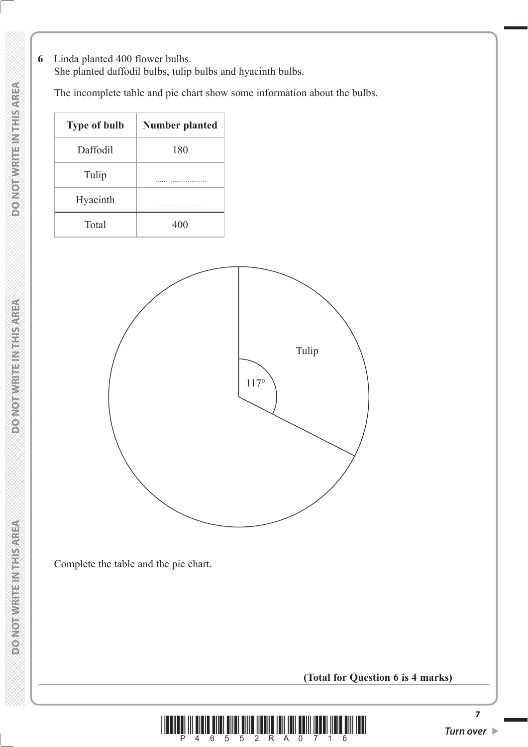**6** Linda planted 400 flower bulbs.
She planted daffodil bulbs, tulip bulbs and hyacinth bulbs.

The incomplete table and pie chart show some information about the bulbs.

| Type of bulb | Number planted |
|---|---|
| Daffodil | 180 |
| Tulip | .................. |
| Hyacinth | .................. |
| Total | 400 |

Tulip

117°

Complete the table and the pie chart.

**(Total for Question 6 is 4 marks)**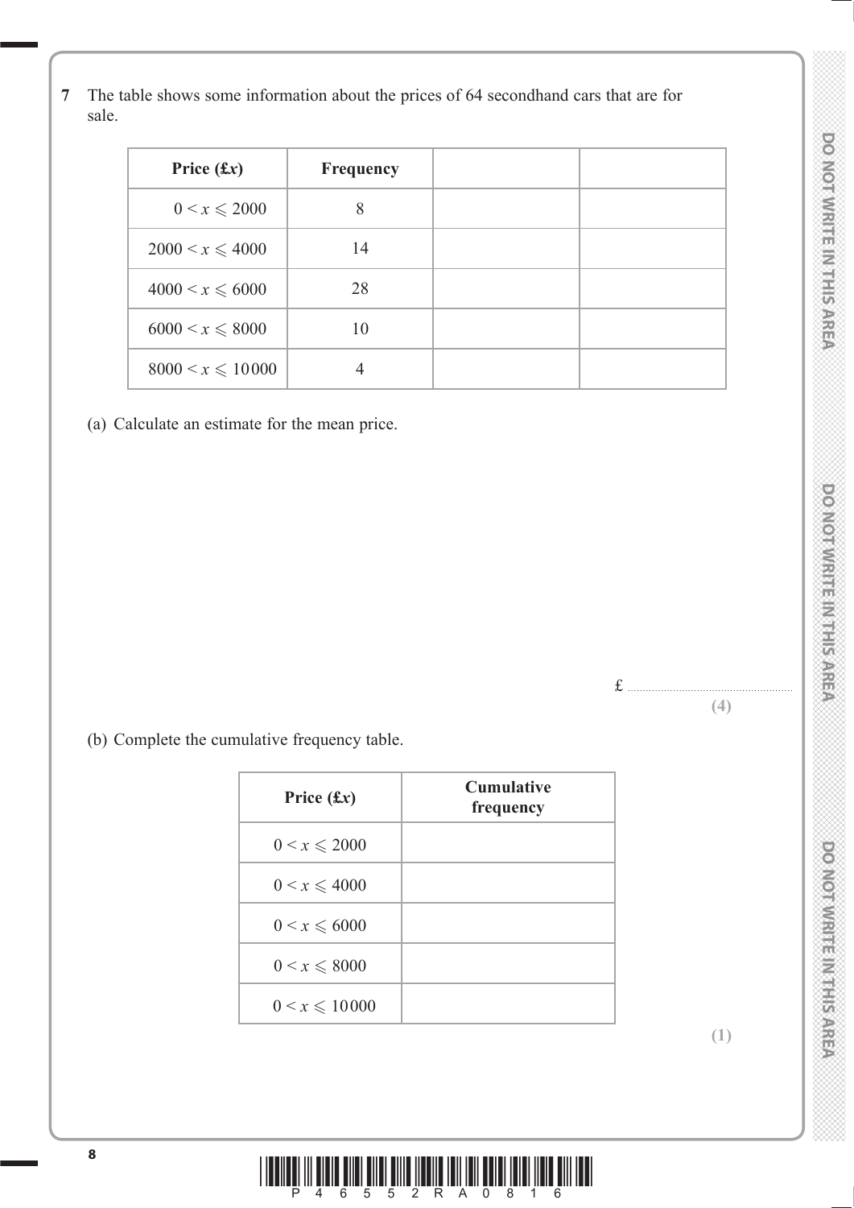**7** The table shows some information about the prices of 64 secondhand cars that are for sale.

| Price (£$x$) | Frequency | | |
|---|---|---|---|
| $0 < x \leqslant 2000$ | 8 | | |
| $2000 < x \leqslant 4000$ | 14 | | |
| $4000 < x \leqslant 6000$ | 28 | | |
| $6000 < x \leqslant 8000$ | 10 | | |
| $8000 < x \leqslant 10000$ | 4 | | |

(a) Calculate an estimate for the mean price.

£ ..................................................

**(4)**

(b) Complete the cumulative frequency table.

| Price (£$x$) | Cumulative frequency |
|---|---|
| $0 < x \leqslant 2000$ | |
| $0 < x \leqslant 4000$ | |
| $0 < x \leqslant 6000$ | |
| $0 < x \leqslant 8000$ | |
| $0 < x \leqslant 10000$ | |

**(1)**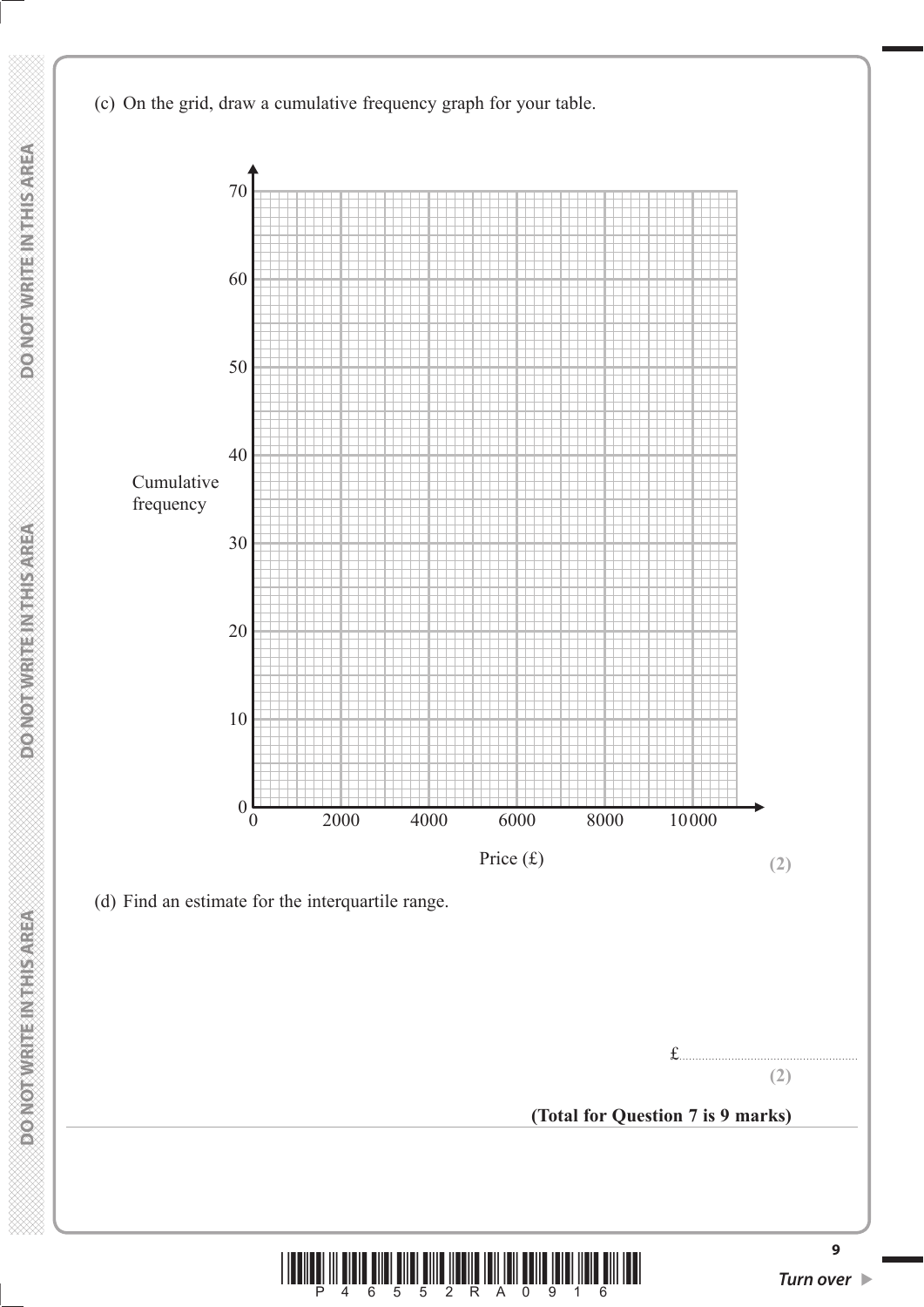(c) On the grid, draw a cumulative frequency graph for your table.

**(2)**

(d) Find an estimate for the interquartile range.

£......................................................

**(2)**

**(Total for Question 7 is 9 marks)**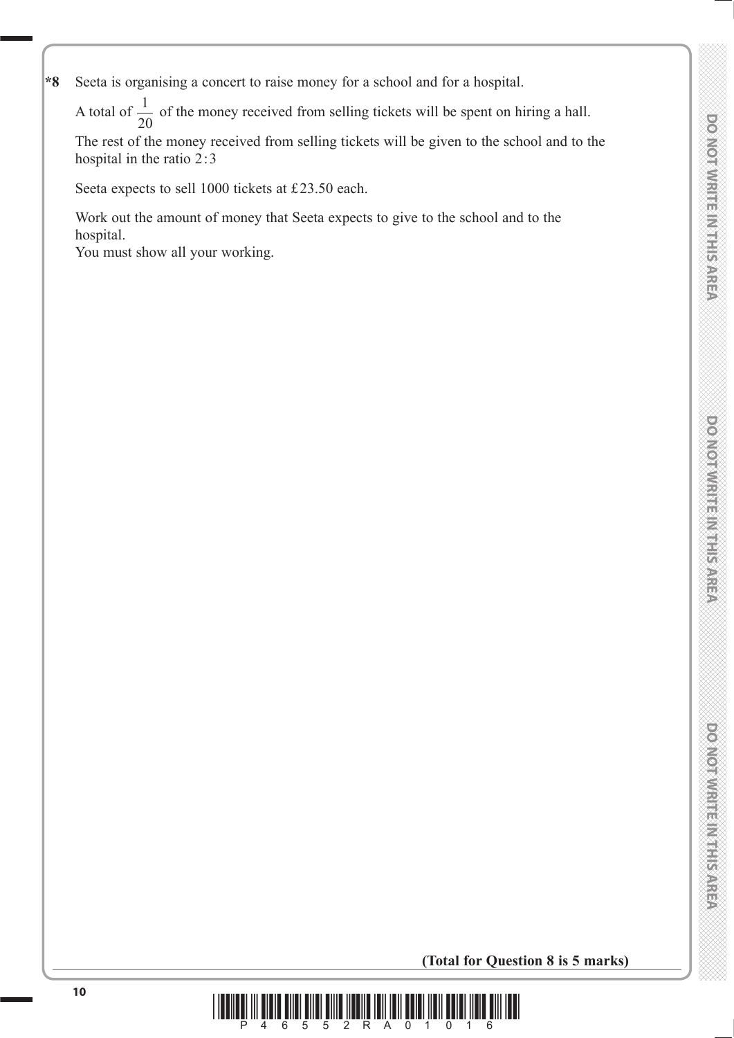**\*8** Seeta is organising a concert to raise money for a school and for a hospital.

A total of $\frac{1}{20}$ of the money received from selling tickets will be spent on hiring a hall.

The rest of the money received from selling tickets will be given to the school and to the hospital in the ratio 2 : 3

Seeta expects to sell 1000 tickets at £23.50 each.

Work out the amount of money that Seeta expects to give to the school and to the hospital.
You must show all your working.

**(Total for Question 8 is 5 marks)**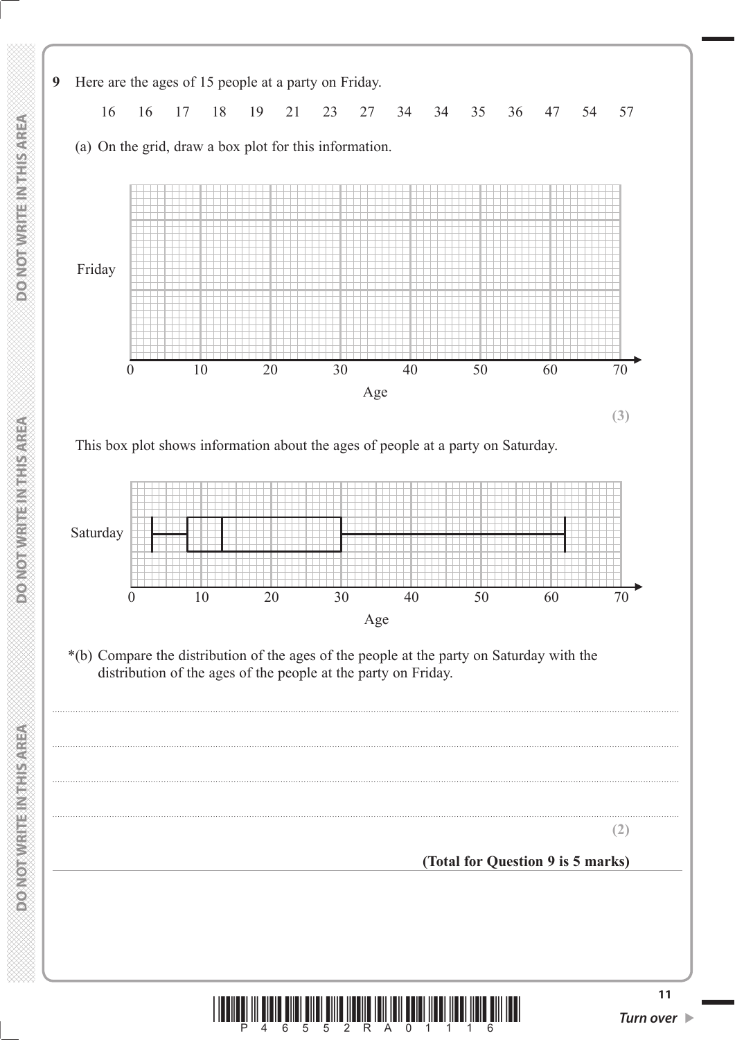**9** Here are the ages of 15 people at a party on Friday.

16 16 17 18 19 21 23 27 34 34 35 36 47 54 57

(a) On the grid, draw a box plot for this information.

Friday

0 10 20 30 40 50 60 70

Age

**(3)**

This box plot shows information about the ages of people at a party on Saturday.

Saturday

0 10 20 30 40 50 60 70

Age

*(b) Compare the distribution of the ages of the people at the party on Saturday with the distribution of the ages of the people at the party on Friday.

..........................................................................................................................................................

..........................................................................................................................................................

..........................................................................................................................................................

..........................................................................................................................................................

**(2)**

**(Total for Question 9 is 5 marks)**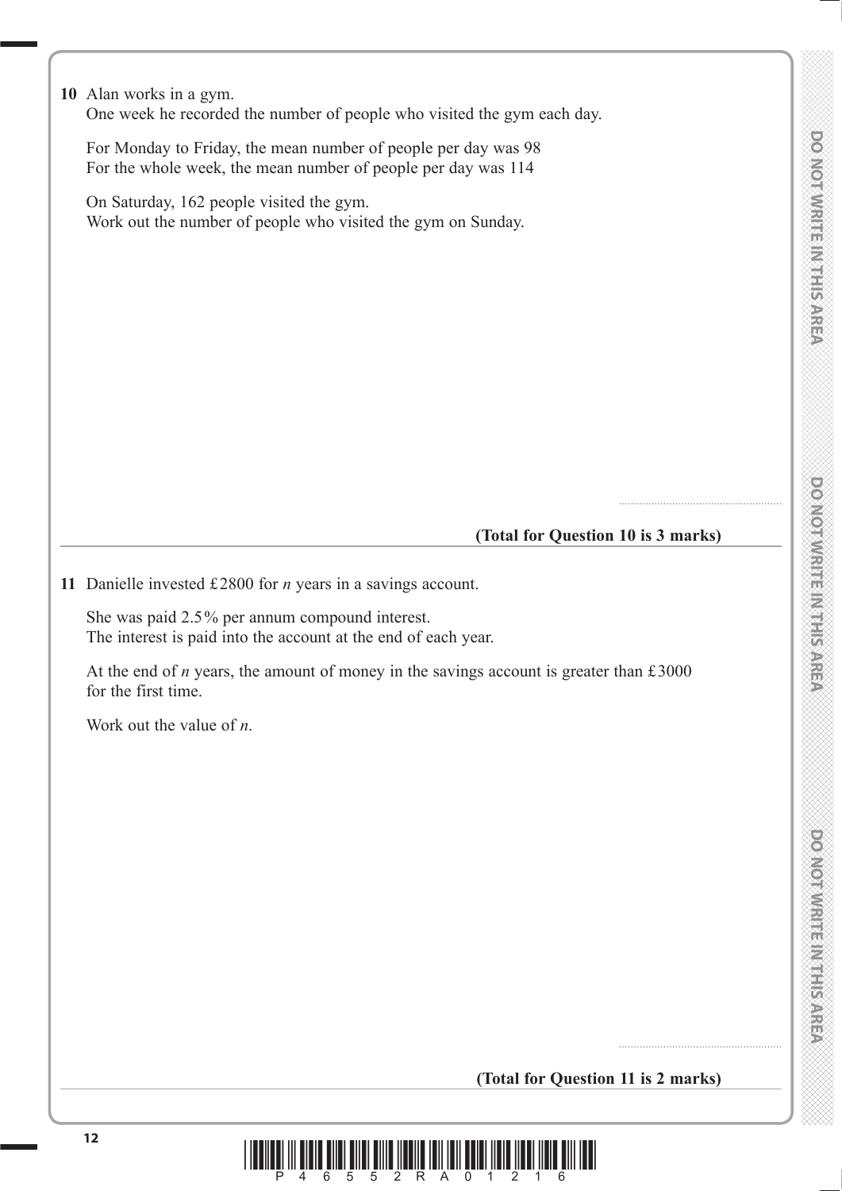**10** Alan works in a gym.
One week he recorded the number of people who visited the gym each day.

For Monday to Friday, the mean number of people per day was 98
For the whole week, the mean number of people per day was 114

On Saturday, 162 people visited the gym.
Work out the number of people who visited the gym on Sunday.

.......................................................

**(Total for Question 10 is 3 marks)**

---

**11** Danielle invested £2800 for $n$ years in a savings account.

She was paid 2.5% per annum compound interest.
The interest is paid into the account at the end of each year.

At the end of $n$ years, the amount of money in the savings account is greater than £3000 for the first time.

Work out the value of $n$.

.......................................................

**(Total for Question 11 is 2 marks)**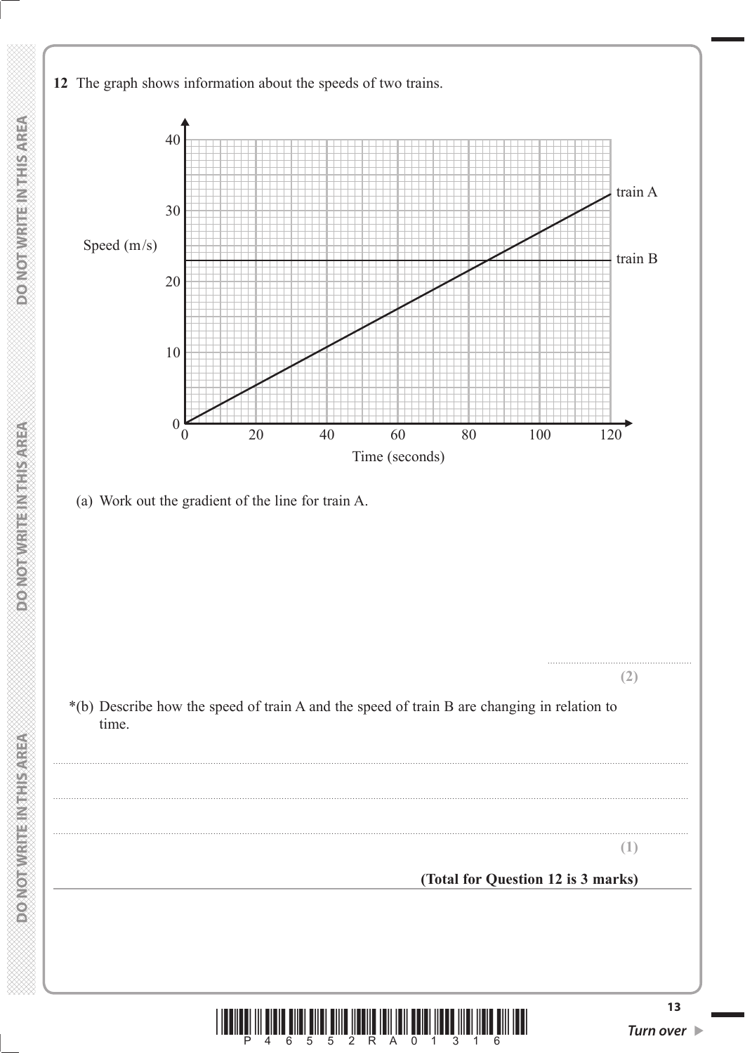**12** The graph shows information about the speeds of two trains.

(a) Work out the gradient of the line for train A.

..........................................

**(2)**

\*(b) Describe how the speed of train A and the speed of train B are changing in relation to time.

..................................................................................................................................................

..................................................................................................................................................

..................................................................................................................................................

**(1)**

**(Total for Question 12 is 3 marks)**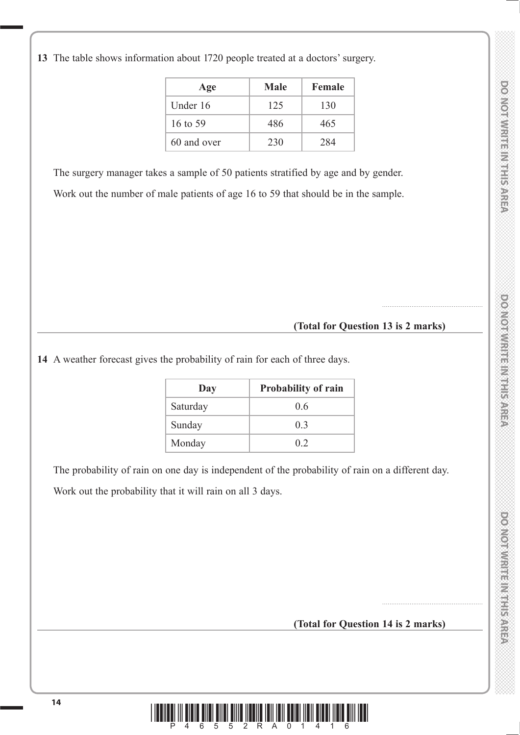**13** The table shows information about 1720 people treated at a doctors' surgery.

| Age | Male | Female |
|---|---|---|
| Under 16 | 125 | 130 |
| 16 to 59 | 486 | 465 |
| 60 and over | 230 | 284 |

The surgery manager takes a sample of 50 patients stratified by age and by gender.

Work out the number of male patients of age 16 to 59 that should be in the sample.

.......................................................

**(Total for Question 13 is 2 marks)**

---

**14** A weather forecast gives the probability of rain for each of three days.

| Day | Probability of rain |
|---|---|
| Saturday | 0.6 |
| Sunday | 0.3 |
| Monday | 0.2 |

The probability of rain on one day is independent of the probability of rain on a different day.

Work out the probability that it will rain on all 3 days.

.......................................................

**(Total for Question 14 is 2 marks)**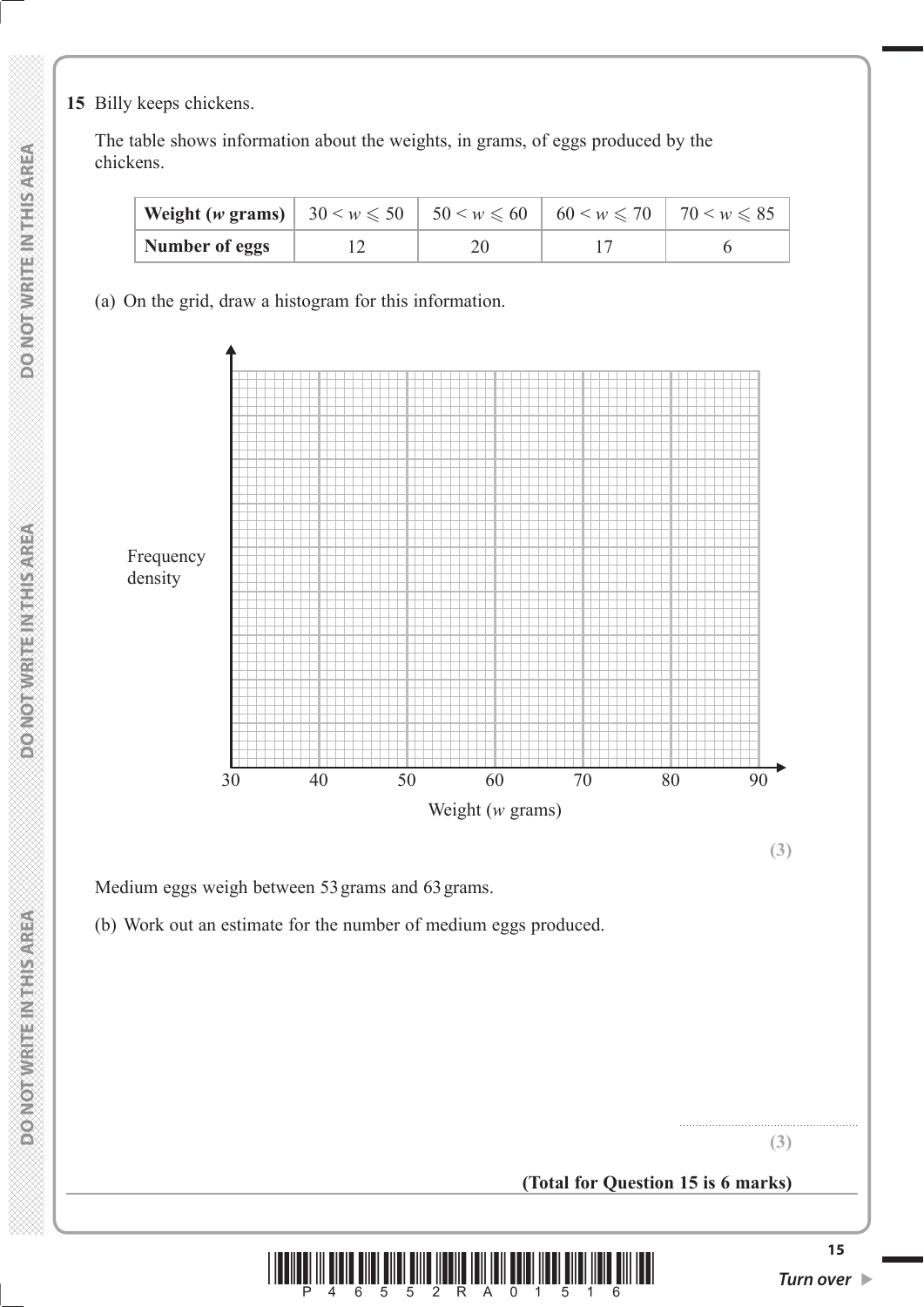**15** Billy keeps chickens.

The table shows information about the weights, in grams, of eggs produced by the chickens.

| **Weight (*w* grams)** | $30 < w \leqslant 50$ | $50 < w \leqslant 60$ | $60 < w \leqslant 70$ | $70 < w \leqslant 85$ |
|---|---|---|---|---|
| **Number of eggs** | 12 | 20 | 17 | 6 |

(a) On the grid, draw a histogram for this information.

Frequency density

30 40 50 60 70 80 90

Weight (*w* grams)

**(3)**

Medium eggs weigh between 53 grams and 63 grams.

(b) Work out an estimate for the number of medium eggs produced.

.......................................................

**(3)**

**(Total for Question 15 is 6 marks)**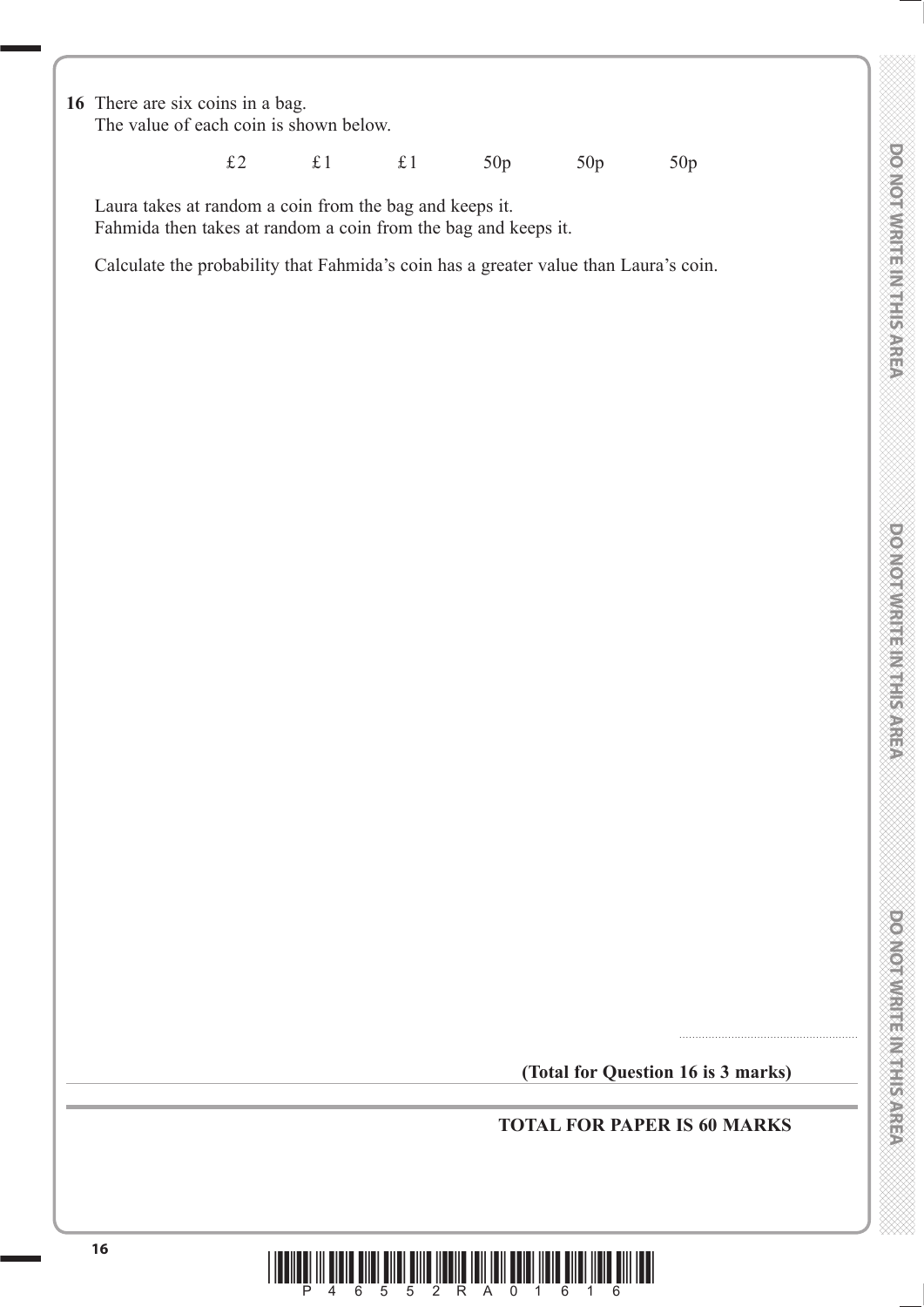**16** There are six coins in a bag.
The value of each coin is shown below.

£2 £1 £1 50p 50p 50p

Laura takes at random a coin from the bag and keeps it.
Fahmida then takes at random a coin from the bag and keeps it.

Calculate the probability that Fahmida's coin has a greater value than Laura's coin.

..........................................................

**(Total for Question 16 is 3 marks)**

**TOTAL FOR PAPER IS 60 MARKS**